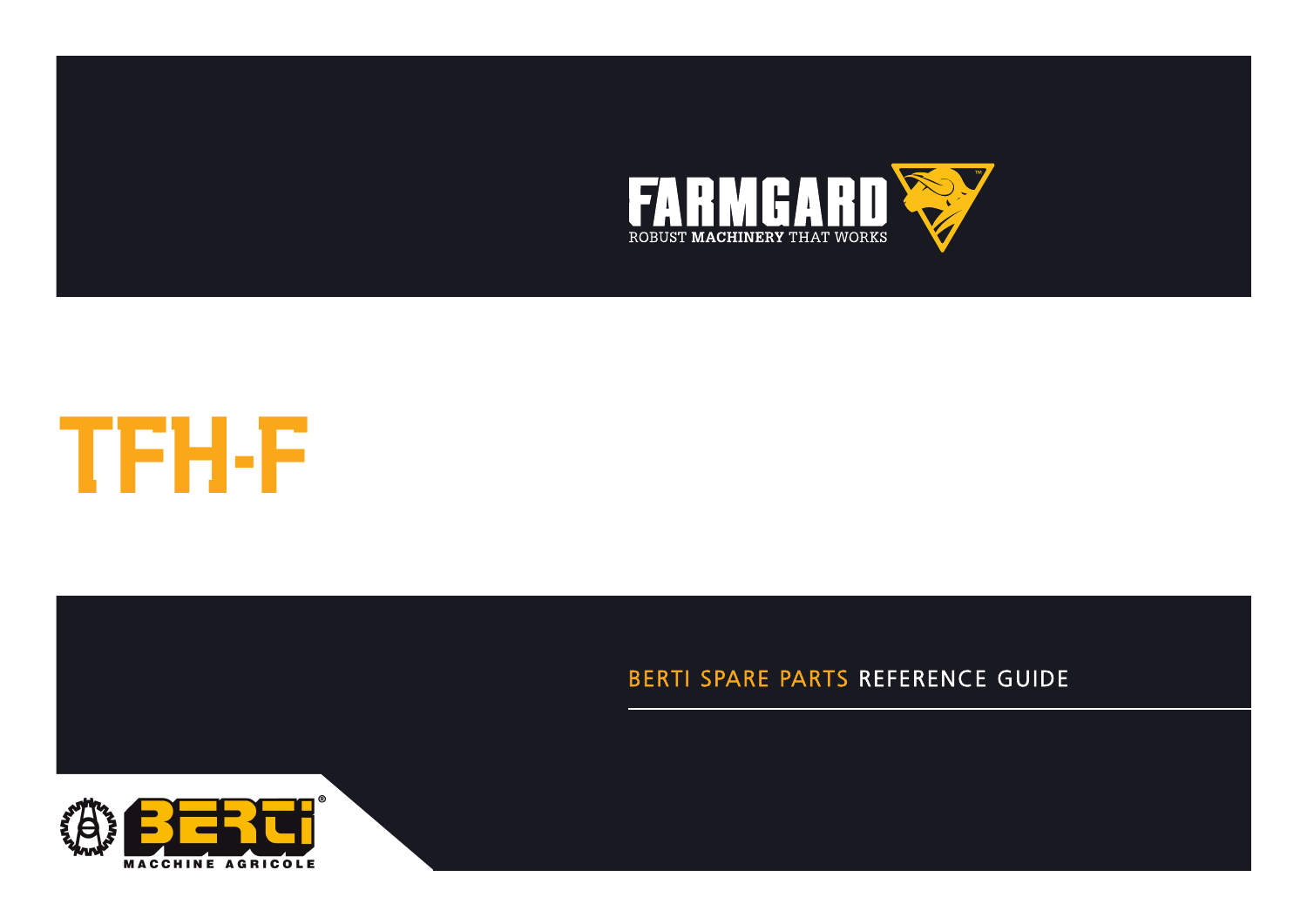FARMGARD

ROBUST MACHINERY THAT WORKS

# TFH-F

BERTI SPARE PARTS REFERENCE GUIDE

BERTI

MACCHINE AGRICOLE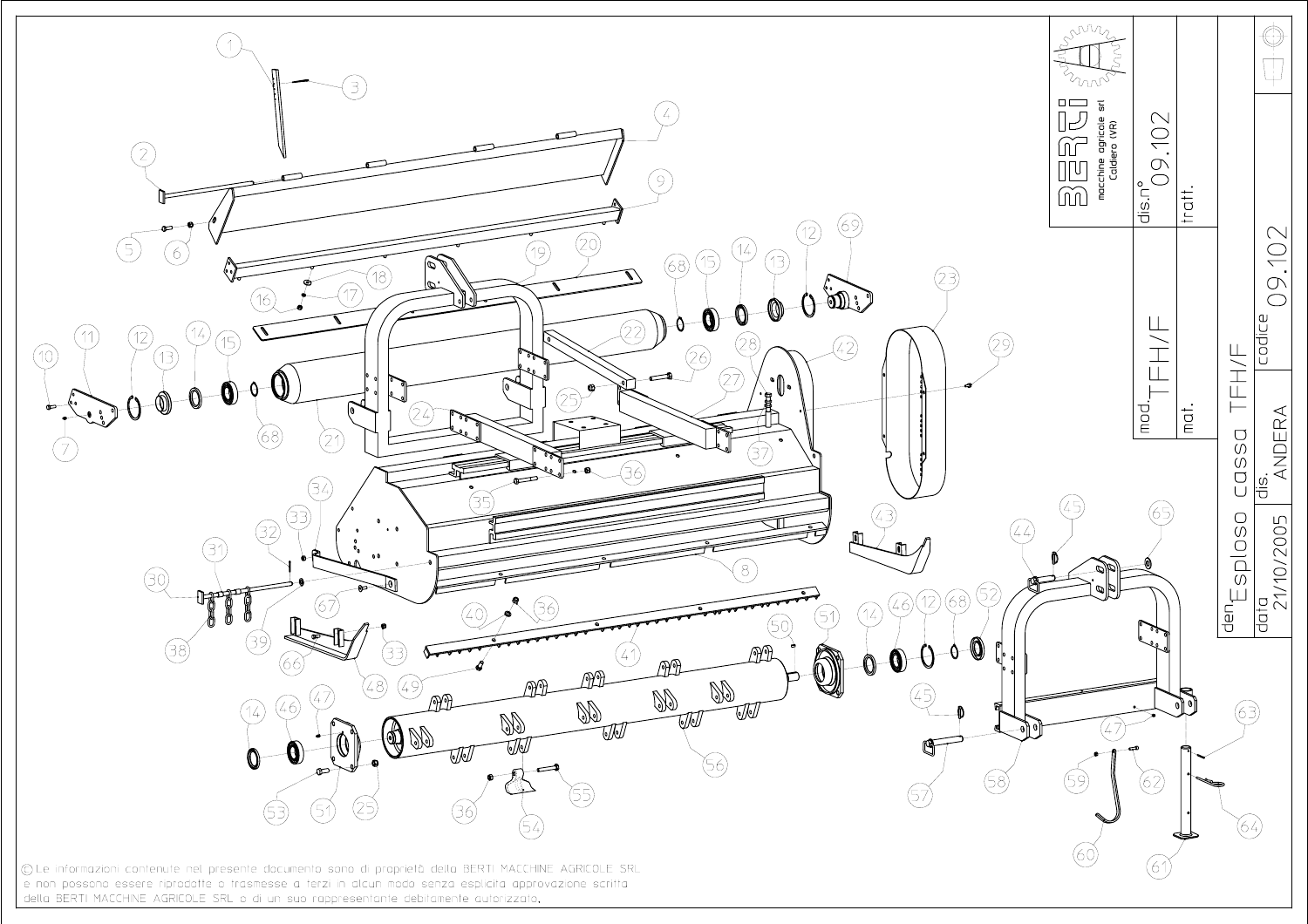BERTI macchine agricole srl Caldiero (VR)

dis.n° 09.102

tratt.

mod. TFH/F

mat.

codice 09.102

den. Esploso cassa TFH/F

data 21/10/2005

dis. ANDERA

1 2 3 4 5 6 7 8 9 10 11 12 13 14 15 16 17 18 19 20 21 22 23 24 25 26 27 28 29 30 31 32 33 34 35 36 37 38 39 40 41 42 43 44 45 46 47 48 49 50 51 52 53 54 55 56 57 58 59 60 61 62 63 64 65 66 67 68 69

© Le informazioni contenute nel presente documento sono di proprietà della BERTI MACCHINE AGRICOLE SRL e non possono essere riprodotte o trasmesse a terzi in alcun modo senza esplicita approvazione scritta della BERTI MACCHINE AGRICOLE SRL o di un suo rappresentante debitamente autorizzato.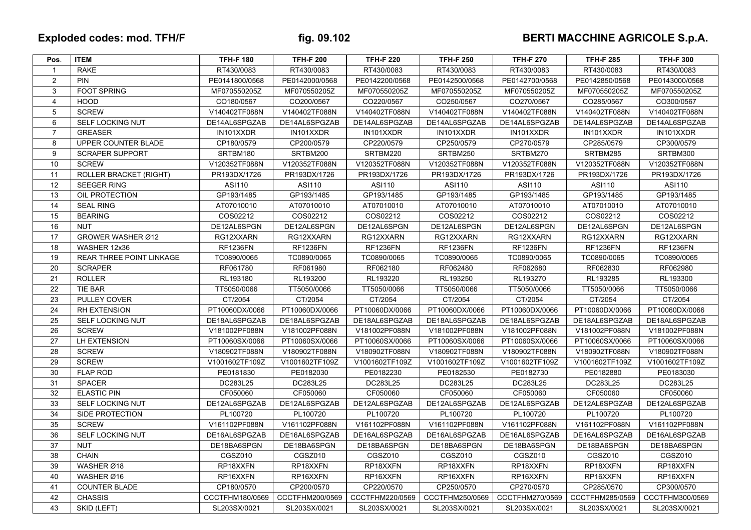**Exploded codes: mod. TFH/F** **fig. 09.102** **BERTI MACCHINE AGRICOLE S.p.A.**

| Pos. | ITEM | TFH-F 180 | TFH-F 200 | TFH-F 220 | TFH-F 250 | TFH-F 270 | TFH-F 285 | TFH-F 300 |
|---|---|---|---|---|---|---|---|---|
| 1 | RAKE | RT430/0083 | RT430/0083 | RT430/0083 | RT430/0083 | RT430/0083 | RT430/0083 | RT430/0083 |
| 2 | PIN | PE0141800/0568 | PE0142000/0568 | PE0142200/0568 | PE0142500/0568 | PE0142700/0568 | PE0142850/0568 | PE0143000/0568 |
| 3 | FOOT SPRING | MF070550205Z | MF070550205Z | MF070550205Z | MF070550205Z | MF070550205Z | MF070550205Z | MF070550205Z |
| 4 | HOOD | CO180/0567 | CO200/0567 | CO220/0567 | CO250/0567 | CO270/0567 | CO285/0567 | CO300/0567 |
| 5 | SCREW | V140402TF088N | V140402TF088N | V140402TF088N | V140402TF088N | V140402TF088N | V140402TF088N | V140402TF088N |
| 6 | SELF LOCKING NUT | DE14AL6SPGZAB | DE14AL6SPGZAB | DE14AL6SPGZAB | DE14AL6SPGZAB | DE14AL6SPGZAB | DE14AL6SPGZAB | DE14AL6SPGZAB |
| 7 | GREASER | IN101XXDR | IN101XXDR | IN101XXDR | IN101XXDR | IN101XXDR | IN101XXDR | IN101XXDR |
| 8 | UPPER COUNTER BLADE | CP180/0579 | CP200/0579 | CP220/0579 | CP250/0579 | CP270/0579 | CP285/0579 | CP300/0579 |
| 9 | SCRAPER SUPPORT | SRTBM180 | SRTBM200 | SRTBM220 | SRTBM250 | SRTBM270 | SRTBM285 | SRTBM300 |
| 10 | SCREW | V120352TF088N | V120352TF088N | V120352TF088N | V120352TF088N | V120352TF088N | V120352TF088N | V120352TF088N |
| 11 | ROLLER BRACKET (RIGHT) | PR193DX/1726 | PR193DX/1726 | PR193DX/1726 | PR193DX/1726 | PR193DX/1726 | PR193DX/1726 | PR193DX/1726 |
| 12 | SEEGER RING | ASI110 | ASI110 | ASI110 | ASI110 | ASI110 | ASI110 | ASI110 |
| 13 | OIL PROTECTION | GP193/1485 | GP193/1485 | GP193/1485 | GP193/1485 | GP193/1485 | GP193/1485 | GP193/1485 |
| 14 | SEAL RING | AT07010010 | AT07010010 | AT07010010 | AT07010010 | AT07010010 | AT07010010 | AT07010010 |
| 15 | BEARING | COS02212 | COS02212 | COS02212 | COS02212 | COS02212 | COS02212 | COS02212 |
| 16 | NUT | DE12AL6SPGN | DE12AL6SPGN | DE12AL6SPGN | DE12AL6SPGN | DE12AL6SPGN | DE12AL6SPGN | DE12AL6SPGN |
| 17 | GROWER WASHER Ø12 | RG12XXARN | RG12XXARN | RG12XXARN | RG12XXARN | RG12XXARN | RG12XXARN | RG12XXARN |
| 18 | WASHER 12x36 | RF1236FN | RF1236FN | RF1236FN | RF1236FN | RF1236FN | RF1236FN | RF1236FN |
| 19 | REAR THREE POINT LINKAGE | TC0890/0065 | TC0890/0065 | TC0890/0065 | TC0890/0065 | TC0890/0065 | TC0890/0065 | TC0890/0065 |
| 20 | SCRAPER | RF061780 | RF061980 | RF062180 | RF062480 | RF062680 | RF062830 | RF062980 |
| 21 | ROLLER | RL193180 | RL193200 | RL193220 | RL193250 | RL193270 | RL193285 | RL193300 |
| 22 | TIE BAR | TT5050/0066 | TT5050/0066 | TT5050/0066 | TT5050/0066 | TT5050/0066 | TT5050/0066 | TT5050/0066 |
| 23 | PULLEY COVER | CT/2054 | CT/2054 | CT/2054 | CT/2054 | CT/2054 | CT/2054 | CT/2054 |
| 24 | RH EXTENSION | PT10060DX/0066 | PT10060DX/0066 | PT10060DX/0066 | PT10060DX/0066 | PT10060DX/0066 | PT10060DX/0066 | PT10060DX/0066 |
| 25 | SELF LOCKING NUT | DE18AL6SPGZAB | DE18AL6SPGZAB | DE18AL6SPGZAB | DE18AL6SPGZAB | DE18AL6SPGZAB | DE18AL6SPGZAB | DE18AL6SPGZAB |
| 26 | SCREW | V181002PF088N | V181002PF088N | V181002PF088N | V181002PF088N | V181002PF088N | V181002PF088N | V181002PF088N |
| 27 | LH EXTENSION | PT10060SX/0066 | PT10060SX/0066 | PT10060SX/0066 | PT10060SX/0066 | PT10060SX/0066 | PT10060SX/0066 | PT10060SX/0066 |
| 28 | SCREW | V180902TF088N | V180902TF088N | V180902TF088N | V180902TF088N | V180902TF088N | V180902TF088N | V180902TF088N |
| 29 | SCREW | V1001602TF109Z | V1001602TF109Z | V1001602TF109Z | V1001602TF109Z | V1001602TF109Z | V1001602TF109Z | V1001602TF109Z |
| 30 | FLAP ROD | PE0181830 | PE0182030 | PE0182230 | PE0182530 | PE0182730 | PE0182880 | PE0183030 |
| 31 | SPACER | DC283L25 | DC283L25 | DC283L25 | DC283L25 | DC283L25 | DC283L25 | DC283L25 |
| 32 | ELASTIC PIN | CF050060 | CF050060 | CF050060 | CF050060 | CF050060 | CF050060 | CF050060 |
| 33 | SELF LOCKING NUT | DE12AL6SPGZAB | DE12AL6SPGZAB | DE12AL6SPGZAB | DE12AL6SPGZAB | DE12AL6SPGZAB | DE12AL6SPGZAB | DE12AL6SPGZAB |
| 34 | SIDE PROTECTION | PL100720 | PL100720 | PL100720 | PL100720 | PL100720 | PL100720 | PL100720 |
| 35 | SCREW | V161102PF088N | V161102PF088N | V161102PF088N | V161102PF088N | V161102PF088N | V161102PF088N | V161102PF088N |
| 36 | SELF LOCKING NUT | DE16AL6SPGZAB | DE16AL6SPGZAB | DE16AL6SPGZAB | DE16AL6SPGZAB | DE16AL6SPGZAB | DE16AL6SPGZAB | DE16AL6SPGZAB |
| 37 | NUT | DE18BA6SPGN | DE18BA6SPGN | DE18BA6SPGN | DE18BA6SPGN | DE18BA6SPGN | DE18BA6SPGN | DE18BA6SPGN |
| 38 | CHAIN | CGSZ010 | CGSZ010 | CGSZ010 | CGSZ010 | CGSZ010 | CGSZ010 | CGSZ010 |
| 39 | WASHER Ø18 | RP18XXFN | RP18XXFN | RP18XXFN | RP18XXFN | RP18XXFN | RP18XXFN | RP18XXFN |
| 40 | WASHER Ø16 | RP16XXFN | RP16XXFN | RP16XXFN | RP16XXFN | RP16XXFN | RP16XXFN | RP16XXFN |
| 41 | COUNTER BLADE | CP180/0570 | CP200/0570 | CP220/0570 | CP250/0570 | CP270/0570 | CP285/0570 | CP300/0570 |
| 42 | CHASSIS | CCCTFHM180/0569 | CCCTFHM200/0569 | CCCTFHM220/0569 | CCCTFHM250/0569 | CCCTFHM270/0569 | CCCTFHM285/0569 | CCCTFHM300/0569 |
| 43 | SKID (LEFT) | SL203SX/0021 | SL203SX/0021 | SL203SX/0021 | SL203SX/0021 | SL203SX/0021 | SL203SX/0021 | SL203SX/0021 |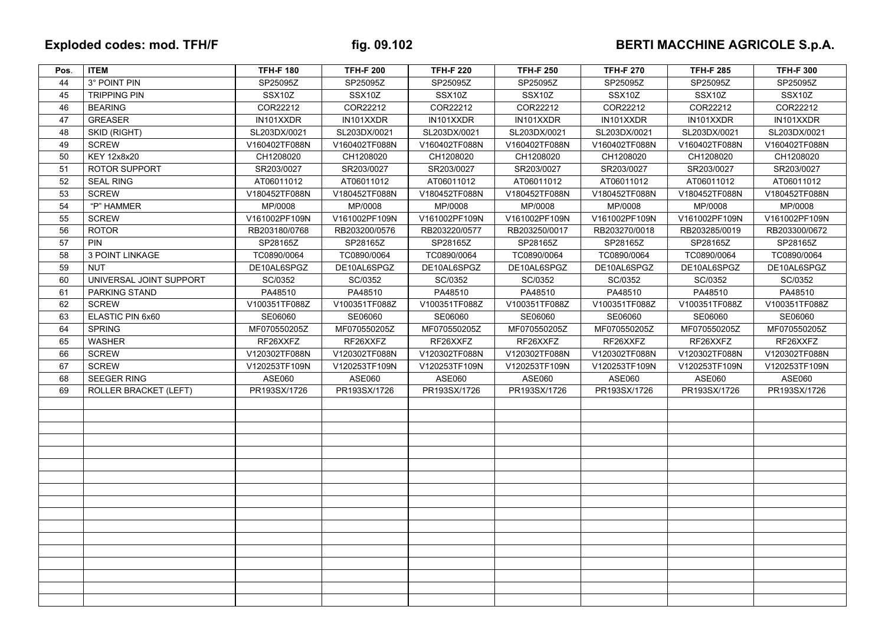**Exploded codes: mod. TFH/F** **fig. 09.102** **BERTI MACCHINE AGRICOLE S.p.A.**

| Pos. | ITEM | TFH-F 180 | TFH-F 200 | TFH-F 220 | TFH-F 250 | TFH-F 270 | TFH-F 285 | TFH-F 300 |
|---|---|---|---|---|---|---|---|---|
| 44 | 3° POINT PIN | SP25095Z | SP25095Z | SP25095Z | SP25095Z | SP25095Z | SP25095Z | SP25095Z |
| 45 | TRIPPING PIN | SSX10Z | SSX10Z | SSX10Z | SSX10Z | SSX10Z | SSX10Z | SSX10Z |
| 46 | BEARING | COR22212 | COR22212 | COR22212 | COR22212 | COR22212 | COR22212 | COR22212 |
| 47 | GREASER | IN101XXDR | IN101XXDR | IN101XXDR | IN101XXDR | IN101XXDR | IN101XXDR | IN101XXDR |
| 48 | SKID (RIGHT) | SL203DX/0021 | SL203DX/0021 | SL203DX/0021 | SL203DX/0021 | SL203DX/0021 | SL203DX/0021 | SL203DX/0021 |
| 49 | SCREW | V160402TF088N | V160402TF088N | V160402TF088N | V160402TF088N | V160402TF088N | V160402TF088N | V160402TF088N |
| 50 | KEY 12x8x20 | CH1208020 | CH1208020 | CH1208020 | CH1208020 | CH1208020 | CH1208020 | CH1208020 |
| 51 | ROTOR SUPPORT | SR203/0027 | SR203/0027 | SR203/0027 | SR203/0027 | SR203/0027 | SR203/0027 | SR203/0027 |
| 52 | SEAL RING | AT06011012 | AT06011012 | AT06011012 | AT06011012 | AT06011012 | AT06011012 | AT06011012 |
| 53 | SCREW | V180452TF088N | V180452TF088N | V180452TF088N | V180452TF088N | V180452TF088N | V180452TF088N | V180452TF088N |
| 54 | "P" HAMMER | MP/0008 | MP/0008 | MP/0008 | MP/0008 | MP/0008 | MP/0008 | MP/0008 |
| 55 | SCREW | V161002PF109N | V161002PF109N | V161002PF109N | V161002PF109N | V161002PF109N | V161002PF109N | V161002PF109N |
| 56 | ROTOR | RB203180/0768 | RB203200/0576 | RB203220/0577 | RB203250/0017 | RB203270/0018 | RB203285/0019 | RB203300/0672 |
| 57 | PIN | SP28165Z | SP28165Z | SP28165Z | SP28165Z | SP28165Z | SP28165Z | SP28165Z |
| 58 | 3 POINT LINKAGE | TC0890/0064 | TC0890/0064 | TC0890/0064 | TC0890/0064 | TC0890/0064 | TC0890/0064 | TC0890/0064 |
| 59 | NUT | DE10AL6SPGZ | DE10AL6SPGZ | DE10AL6SPGZ | DE10AL6SPGZ | DE10AL6SPGZ | DE10AL6SPGZ | DE10AL6SPGZ |
| 60 | UNIVERSAL JOINT SUPPORT | SC/0352 | SC/0352 | SC/0352 | SC/0352 | SC/0352 | SC/0352 | SC/0352 |
| 61 | PARKING STAND | PA48510 | PA48510 | PA48510 | PA48510 | PA48510 | PA48510 | PA48510 |
| 62 | SCREW | V100351TF088Z | V100351TF088Z | V100351TF088Z | V100351TF088Z | V100351TF088Z | V100351TF088Z | V100351TF088Z |
| 63 | ELASTIC PIN 6x60 | SE06060 | SE06060 | SE06060 | SE06060 | SE06060 | SE06060 | SE06060 |
| 64 | SPRING | MF070550205Z | MF070550205Z | MF070550205Z | MF070550205Z | MF070550205Z | MF070550205Z | MF070550205Z |
| 65 | WASHER | RF26XXFZ | RF26XXFZ | RF26XXFZ | RF26XXFZ | RF26XXFZ | RF26XXFZ | RF26XXFZ |
| 66 | SCREW | V120302TF088N | V120302TF088N | V120302TF088N | V120302TF088N | V120302TF088N | V120302TF088N | V120302TF088N |
| 67 | SCREW | V120253TF109N | V120253TF109N | V120253TF109N | V120253TF109N | V120253TF109N | V120253TF109N | V120253TF109N |
| 68 | SEEGER RING | ASE060 | ASE060 | ASE060 | ASE060 | ASE060 | ASE060 | ASE060 |
| 69 | ROLLER BRACKET (LEFT) | PR193SX/1726 | PR193SX/1726 | PR193SX/1726 | PR193SX/1726 | PR193SX/1726 | PR193SX/1726 | PR193SX/1726 |